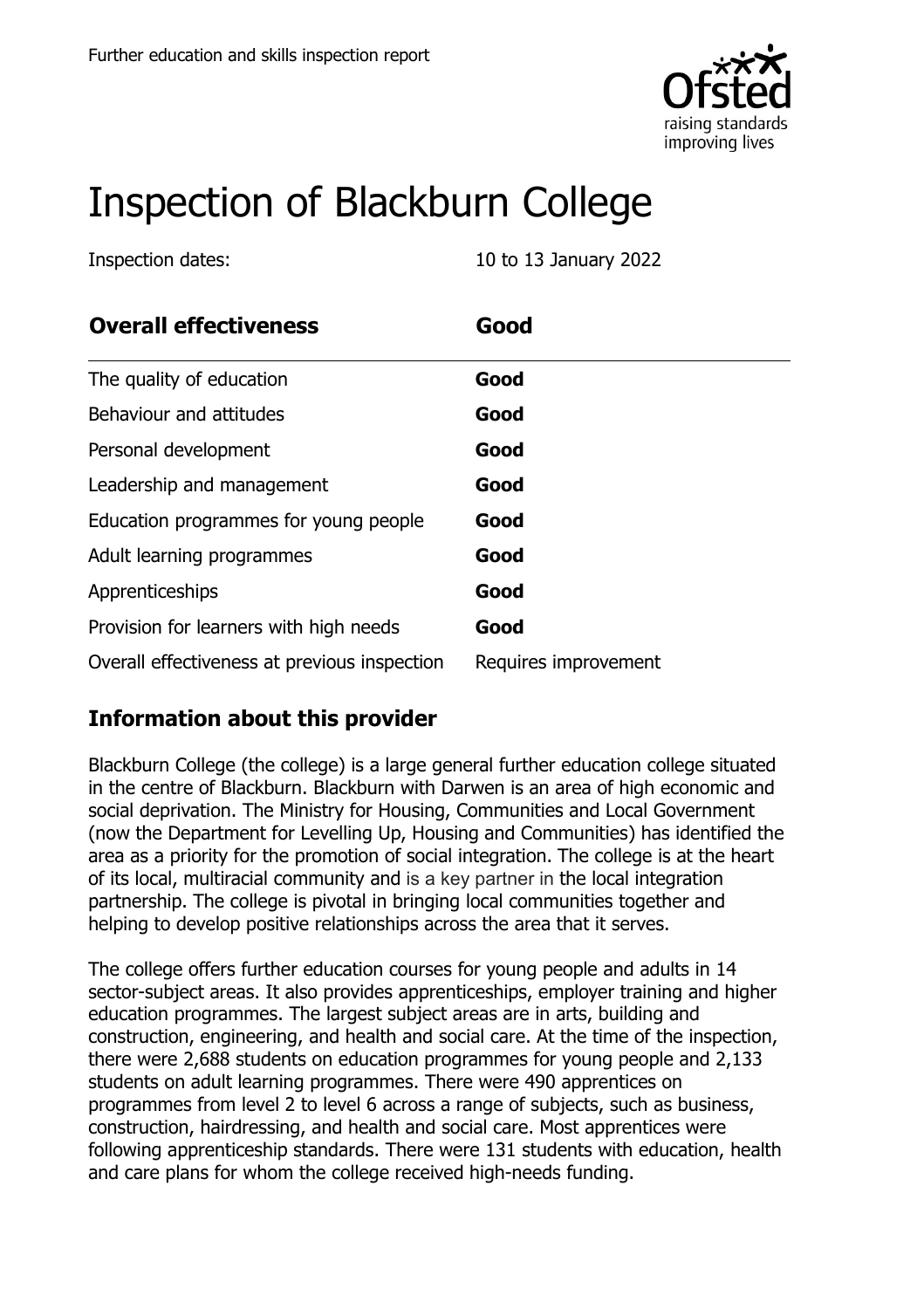Further education and skills inspection report

# Inspection of Blackburn College

Inspection dates: 10 to 13 January 2022

| **Overall effectiveness** | **Good** |
|---|---|
| The quality of education | **Good** |
| Behaviour and attitudes | **Good** |
| Personal development | **Good** |
| Leadership and management | **Good** |
| Education programmes for young people | **Good** |
| Adult learning programmes | **Good** |
| Apprenticeships | **Good** |
| Provision for learners with high needs | **Good** |
| Overall effectiveness at previous inspection | Requires improvement |

## Information about this provider

Blackburn College (the college) is a large general further education college situated in the centre of Blackburn. Blackburn with Darwen is an area of high economic and social deprivation. The Ministry for Housing, Communities and Local Government (now the Department for Levelling Up, Housing and Communities) has identified the area as a priority for the promotion of social integration. The college is at the heart of its local, multiracial community and is a key partner in the local integration partnership. The college is pivotal in bringing local communities together and helping to develop positive relationships across the area that it serves.

The college offers further education courses for young people and adults in 14 sector-subject areas. It also provides apprenticeships, employer training and higher education programmes. The largest subject areas are in arts, building and construction, engineering, and health and social care. At the time of the inspection, there were 2,688 students on education programmes for young people and 2,133 students on adult learning programmes. There were 490 apprentices on programmes from level 2 to level 6 across a range of subjects, such as business, construction, hairdressing, and health and social care. Most apprentices were following apprenticeship standards. There were 131 students with education, health and care plans for whom the college received high-needs funding.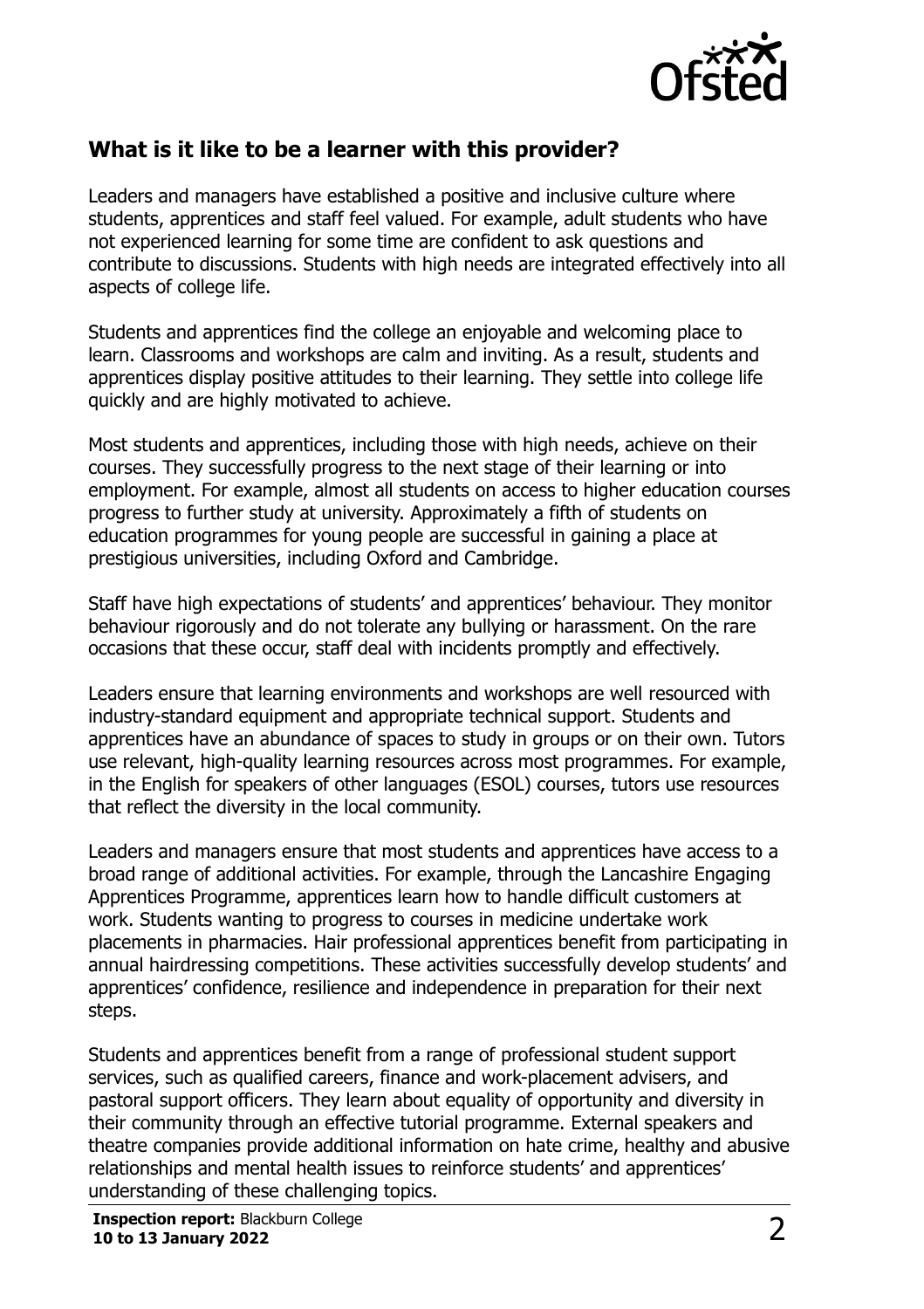## What is it like to be a learner with this provider?

Leaders and managers have established a positive and inclusive culture where students, apprentices and staff feel valued. For example, adult students who have not experienced learning for some time are confident to ask questions and contribute to discussions. Students with high needs are integrated effectively into all aspects of college life.

Students and apprentices find the college an enjoyable and welcoming place to learn. Classrooms and workshops are calm and inviting. As a result, students and apprentices display positive attitudes to their learning. They settle into college life quickly and are highly motivated to achieve.

Most students and apprentices, including those with high needs, achieve on their courses. They successfully progress to the next stage of their learning or into employment. For example, almost all students on access to higher education courses progress to further study at university. Approximately a fifth of students on education programmes for young people are successful in gaining a place at prestigious universities, including Oxford and Cambridge.

Staff have high expectations of students' and apprentices' behaviour. They monitor behaviour rigorously and do not tolerate any bullying or harassment. On the rare occasions that these occur, staff deal with incidents promptly and effectively.

Leaders ensure that learning environments and workshops are well resourced with industry-standard equipment and appropriate technical support. Students and apprentices have an abundance of spaces to study in groups or on their own. Tutors use relevant, high-quality learning resources across most programmes. For example, in the English for speakers of other languages (ESOL) courses, tutors use resources that reflect the diversity in the local community.

Leaders and managers ensure that most students and apprentices have access to a broad range of additional activities. For example, through the Lancashire Engaging Apprentices Programme, apprentices learn how to handle difficult customers at work. Students wanting to progress to courses in medicine undertake work placements in pharmacies. Hair professional apprentices benefit from participating in annual hairdressing competitions. These activities successfully develop students' and apprentices' confidence, resilience and independence in preparation for their next steps.

Students and apprentices benefit from a range of professional student support services, such as qualified careers, finance and work-placement advisers, and pastoral support officers. They learn about equality of opportunity and diversity in their community through an effective tutorial programme. External speakers and theatre companies provide additional information on hate crime, healthy and abusive relationships and mental health issues to reinforce students' and apprentices' understanding of these challenging topics.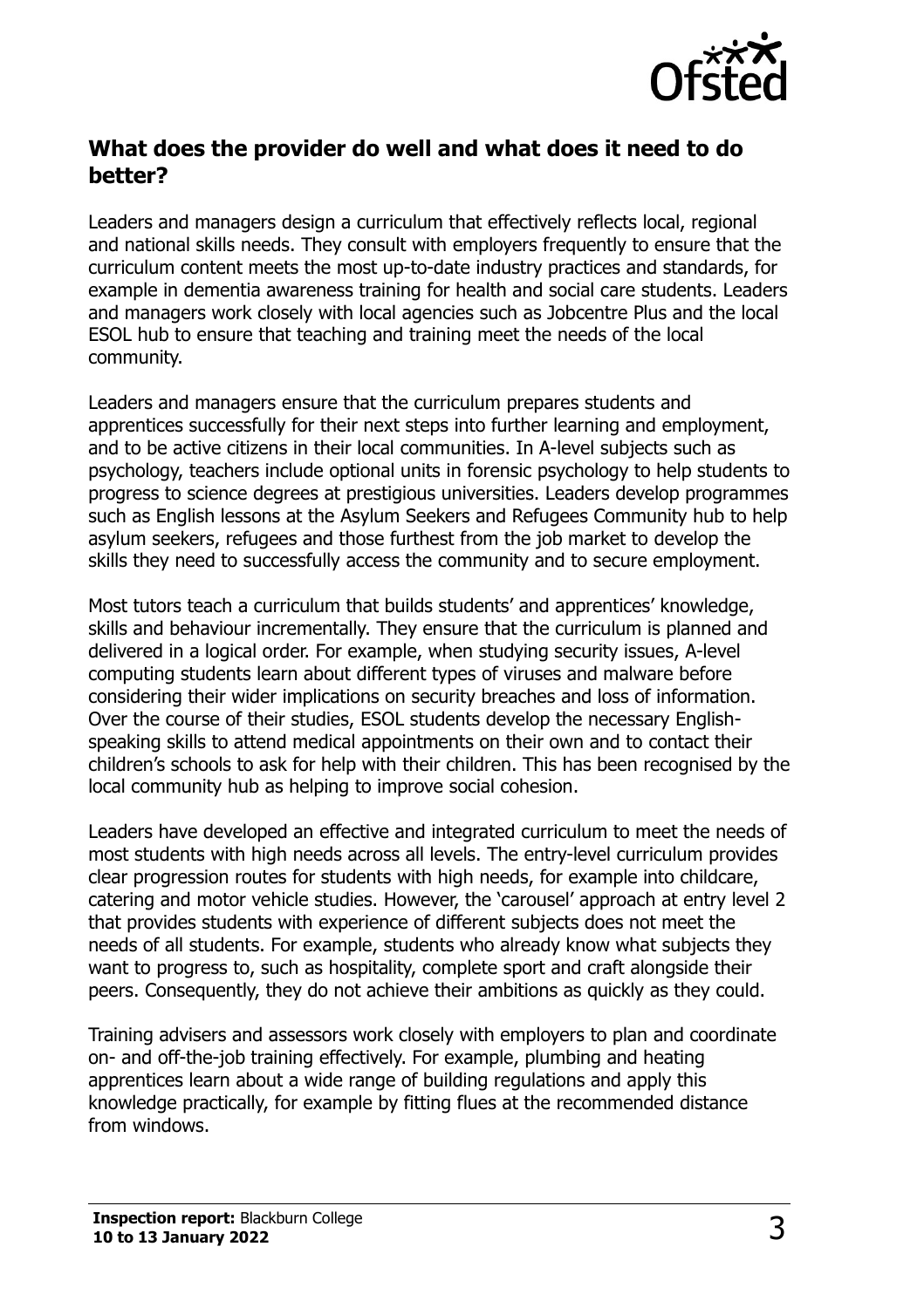## What does the provider do well and what does it need to do better?

Leaders and managers design a curriculum that effectively reflects local, regional and national skills needs. They consult with employers frequently to ensure that the curriculum content meets the most up-to-date industry practices and standards, for example in dementia awareness training for health and social care students. Leaders and managers work closely with local agencies such as Jobcentre Plus and the local ESOL hub to ensure that teaching and training meet the needs of the local community.

Leaders and managers ensure that the curriculum prepares students and apprentices successfully for their next steps into further learning and employment, and to be active citizens in their local communities. In A-level subjects such as psychology, teachers include optional units in forensic psychology to help students to progress to science degrees at prestigious universities. Leaders develop programmes such as English lessons at the Asylum Seekers and Refugees Community hub to help asylum seekers, refugees and those furthest from the job market to develop the skills they need to successfully access the community and to secure employment.

Most tutors teach a curriculum that builds students' and apprentices' knowledge, skills and behaviour incrementally. They ensure that the curriculum is planned and delivered in a logical order. For example, when studying security issues, A-level computing students learn about different types of viruses and malware before considering their wider implications on security breaches and loss of information. Over the course of their studies, ESOL students develop the necessary English-speaking skills to attend medical appointments on their own and to contact their children's schools to ask for help with their children. This has been recognised by the local community hub as helping to improve social cohesion.

Leaders have developed an effective and integrated curriculum to meet the needs of most students with high needs across all levels. The entry-level curriculum provides clear progression routes for students with high needs, for example into childcare, catering and motor vehicle studies. However, the 'carousel' approach at entry level 2 that provides students with experience of different subjects does not meet the needs of all students. For example, students who already know what subjects they want to progress to, such as hospitality, complete sport and craft alongside their peers. Consequently, they do not achieve their ambitions as quickly as they could.

Training advisers and assessors work closely with employers to plan and coordinate on- and off-the-job training effectively. For example, plumbing and heating apprentices learn about a wide range of building regulations and apply this knowledge practically, for example by fitting flues at the recommended distance from windows.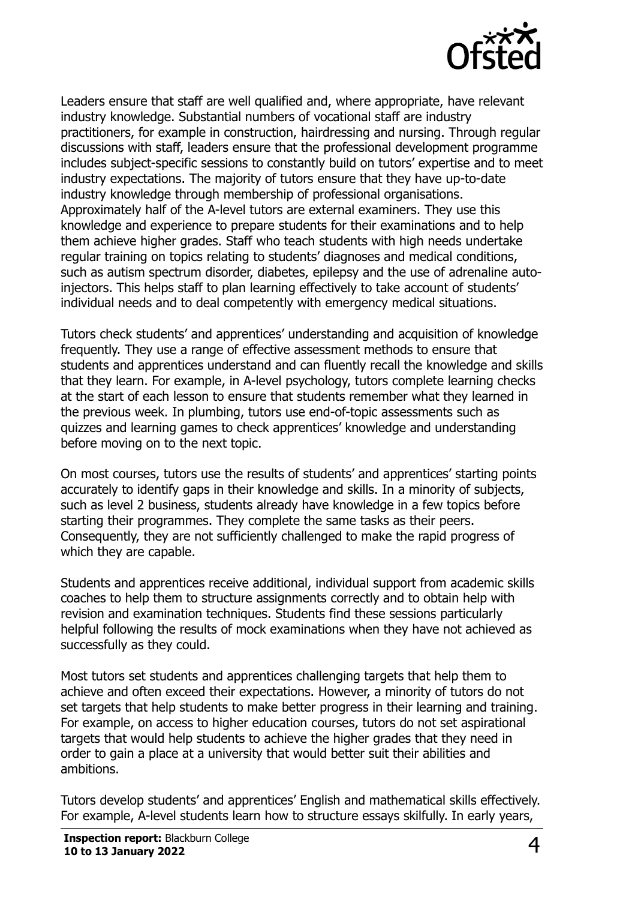Leaders ensure that staff are well qualified and, where appropriate, have relevant industry knowledge. Substantial numbers of vocational staff are industry practitioners, for example in construction, hairdressing and nursing. Through regular discussions with staff, leaders ensure that the professional development programme includes subject-specific sessions to constantly build on tutors' expertise and to meet industry expectations. The majority of tutors ensure that they have up-to-date industry knowledge through membership of professional organisations. Approximately half of the A-level tutors are external examiners. They use this knowledge and experience to prepare students for their examinations and to help them achieve higher grades. Staff who teach students with high needs undertake regular training on topics relating to students' diagnoses and medical conditions, such as autism spectrum disorder, diabetes, epilepsy and the use of adrenaline auto-injectors. This helps staff to plan learning effectively to take account of students' individual needs and to deal competently with emergency medical situations.

Tutors check students' and apprentices' understanding and acquisition of knowledge frequently. They use a range of effective assessment methods to ensure that students and apprentices understand and can fluently recall the knowledge and skills that they learn. For example, in A-level psychology, tutors complete learning checks at the start of each lesson to ensure that students remember what they learned in the previous week. In plumbing, tutors use end-of-topic assessments such as quizzes and learning games to check apprentices' knowledge and understanding before moving on to the next topic.

On most courses, tutors use the results of students' and apprentices' starting points accurately to identify gaps in their knowledge and skills. In a minority of subjects, such as level 2 business, students already have knowledge in a few topics before starting their programmes. They complete the same tasks as their peers. Consequently, they are not sufficiently challenged to make the rapid progress of which they are capable.

Students and apprentices receive additional, individual support from academic skills coaches to help them to structure assignments correctly and to obtain help with revision and examination techniques. Students find these sessions particularly helpful following the results of mock examinations when they have not achieved as successfully as they could.

Most tutors set students and apprentices challenging targets that help them to achieve and often exceed their expectations. However, a minority of tutors do not set targets that help students to make better progress in their learning and training. For example, on access to higher education courses, tutors do not set aspirational targets that would help students to achieve the higher grades that they need in order to gain a place at a university that would better suit their abilities and ambitions.

Tutors develop students' and apprentices' English and mathematical skills effectively. For example, A-level students learn how to structure essays skilfully. In early years,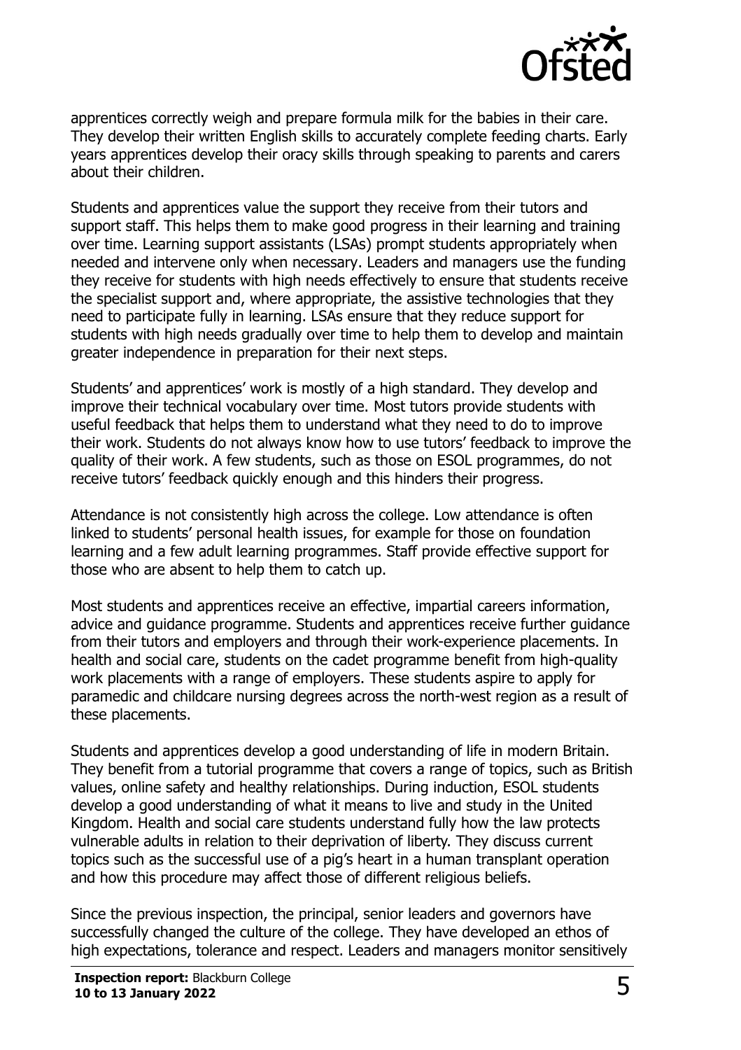apprentices correctly weigh and prepare formula milk for the babies in their care. They develop their written English skills to accurately complete feeding charts. Early years apprentices develop their oracy skills through speaking to parents and carers about their children.

Students and apprentices value the support they receive from their tutors and support staff. This helps them to make good progress in their learning and training over time. Learning support assistants (LSAs) prompt students appropriately when needed and intervene only when necessary. Leaders and managers use the funding they receive for students with high needs effectively to ensure that students receive the specialist support and, where appropriate, the assistive technologies that they need to participate fully in learning. LSAs ensure that they reduce support for students with high needs gradually over time to help them to develop and maintain greater independence in preparation for their next steps.

Students' and apprentices' work is mostly of a high standard. They develop and improve their technical vocabulary over time. Most tutors provide students with useful feedback that helps them to understand what they need to do to improve their work. Students do not always know how to use tutors' feedback to improve the quality of their work. A few students, such as those on ESOL programmes, do not receive tutors' feedback quickly enough and this hinders their progress.

Attendance is not consistently high across the college. Low attendance is often linked to students' personal health issues, for example for those on foundation learning and a few adult learning programmes. Staff provide effective support for those who are absent to help them to catch up.

Most students and apprentices receive an effective, impartial careers information, advice and guidance programme. Students and apprentices receive further guidance from their tutors and employers and through their work-experience placements. In health and social care, students on the cadet programme benefit from high-quality work placements with a range of employers. These students aspire to apply for paramedic and childcare nursing degrees across the north-west region as a result of these placements.

Students and apprentices develop a good understanding of life in modern Britain. They benefit from a tutorial programme that covers a range of topics, such as British values, online safety and healthy relationships. During induction, ESOL students develop a good understanding of what it means to live and study in the United Kingdom. Health and social care students understand fully how the law protects vulnerable adults in relation to their deprivation of liberty. They discuss current topics such as the successful use of a pig's heart in a human transplant operation and how this procedure may affect those of different religious beliefs.

Since the previous inspection, the principal, senior leaders and governors have successfully changed the culture of the college. They have developed an ethos of high expectations, tolerance and respect. Leaders and managers monitor sensitively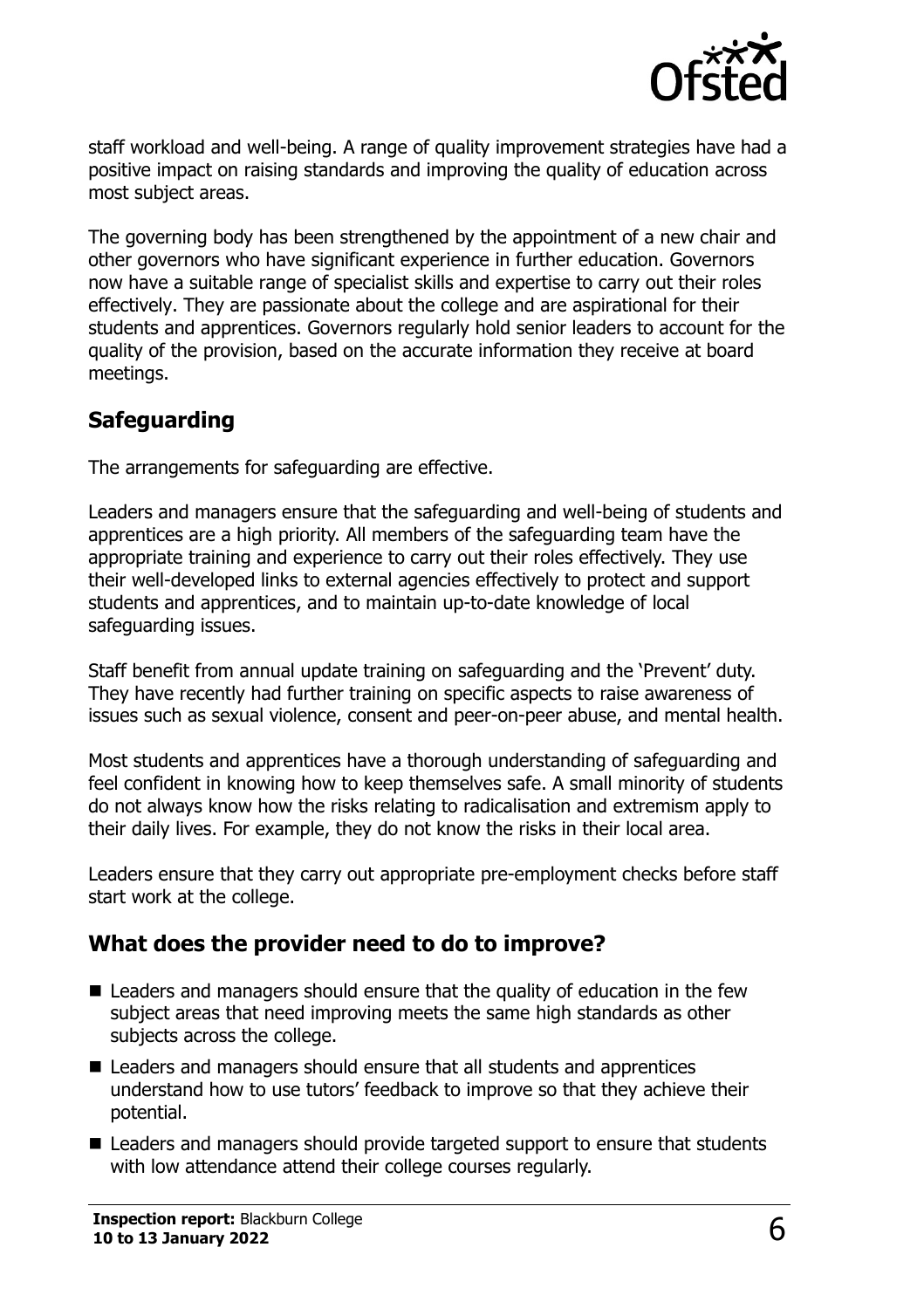staff workload and well-being. A range of quality improvement strategies have had a positive impact on raising standards and improving the quality of education across most subject areas.

The governing body has been strengthened by the appointment of a new chair and other governors who have significant experience in further education. Governors now have a suitable range of specialist skills and expertise to carry out their roles effectively. They are passionate about the college and are aspirational for their students and apprentices. Governors regularly hold senior leaders to account for the quality of the provision, based on the accurate information they receive at board meetings.

## Safeguarding

The arrangements for safeguarding are effective.

Leaders and managers ensure that the safeguarding and well-being of students and apprentices are a high priority. All members of the safeguarding team have the appropriate training and experience to carry out their roles effectively. They use their well-developed links to external agencies effectively to protect and support students and apprentices, and to maintain up-to-date knowledge of local safeguarding issues.

Staff benefit from annual update training on safeguarding and the 'Prevent' duty. They have recently had further training on specific aspects to raise awareness of issues such as sexual violence, consent and peer-on-peer abuse, and mental health.

Most students and apprentices have a thorough understanding of safeguarding and feel confident in knowing how to keep themselves safe. A small minority of students do not always know how the risks relating to radicalisation and extremism apply to their daily lives. For example, they do not know the risks in their local area.

Leaders ensure that they carry out appropriate pre-employment checks before staff start work at the college.

## What does the provider need to do to improve?

- Leaders and managers should ensure that the quality of education in the few subject areas that need improving meets the same high standards as other subjects across the college.
- Leaders and managers should ensure that all students and apprentices understand how to use tutors' feedback to improve so that they achieve their potential.
- Leaders and managers should provide targeted support to ensure that students with low attendance attend their college courses regularly.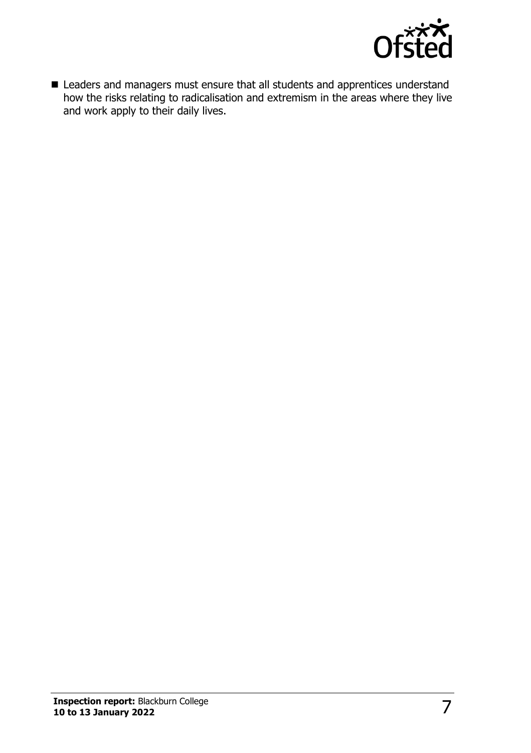- Leaders and managers must ensure that all students and apprentices understand how the risks relating to radicalisation and extremism in the areas where they live and work apply to their daily lives.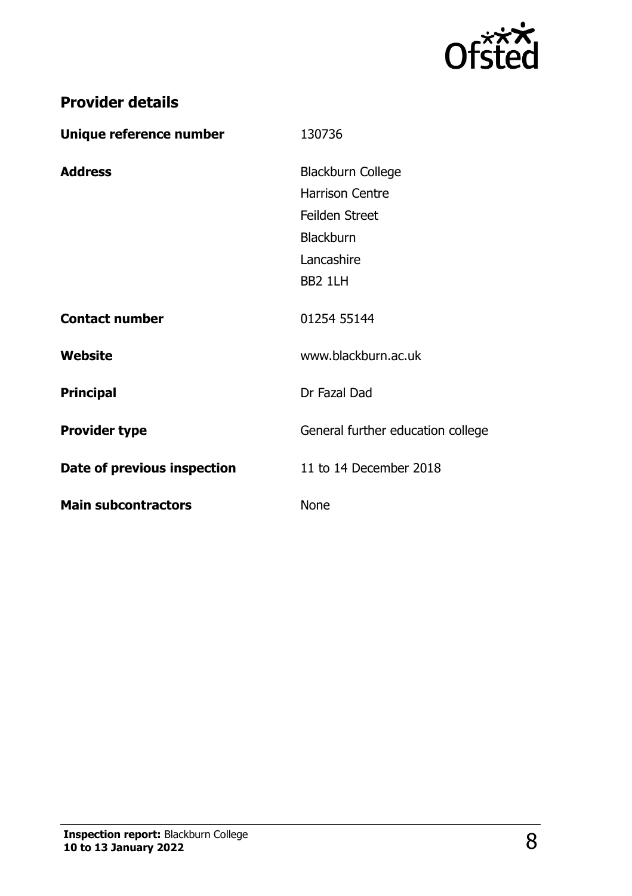## Provider details

| | |
|---|---|
| **Unique reference number** | 130736 |
| **Address** | Blackburn College<br>Harrison Centre<br>Feilden Street<br>Blackburn<br>Lancashire<br>BB2 1LH |
| **Contact number** | 01254 55144 |
| **Website** | www.blackburn.ac.uk |
| **Principal** | Dr Fazal Dad |
| **Provider type** | General further education college |
| **Date of previous inspection** | 11 to 14 December 2018 |
| **Main subcontractors** | None |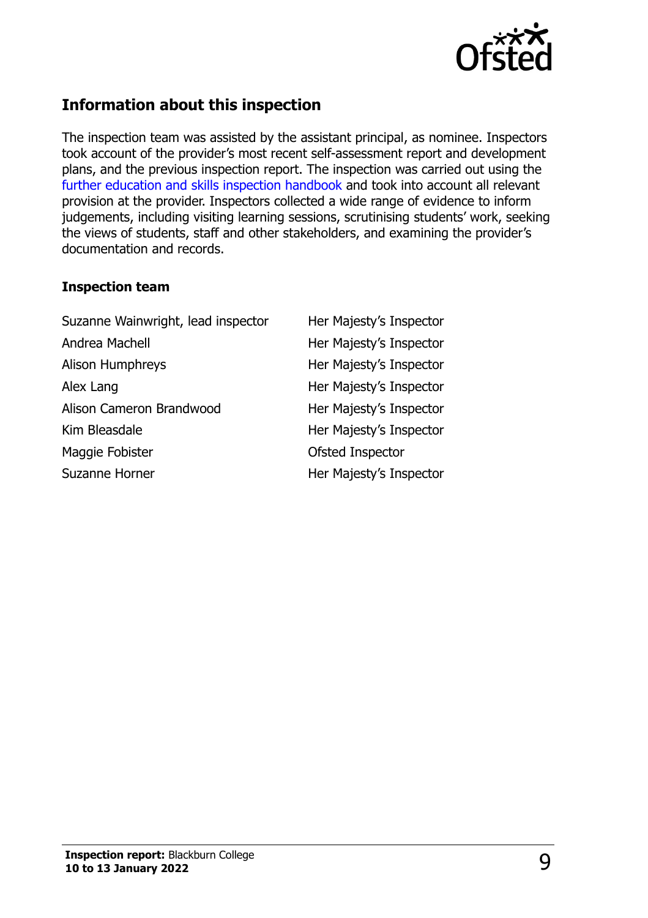## Information about this inspection

The inspection team was assisted by the assistant principal, as nominee. Inspectors took account of the provider's most recent self-assessment report and development plans, and the previous inspection report. The inspection was carried out using the further education and skills inspection handbook and took into account all relevant provision at the provider. Inspectors collected a wide range of evidence to inform judgements, including visiting learning sessions, scrutinising students' work, seeking the views of students, staff and other stakeholders, and examining the provider's documentation and records.

### Inspection team

| | |
|---|---|
| Suzanne Wainwright, lead inspector | Her Majesty's Inspector |
| Andrea Machell | Her Majesty's Inspector |
| Alison Humphreys | Her Majesty's Inspector |
| Alex Lang | Her Majesty's Inspector |
| Alison Cameron Brandwood | Her Majesty's Inspector |
| Kim Bleasdale | Her Majesty's Inspector |
| Maggie Fobister | Ofsted Inspector |
| Suzanne Horner | Her Majesty's Inspector |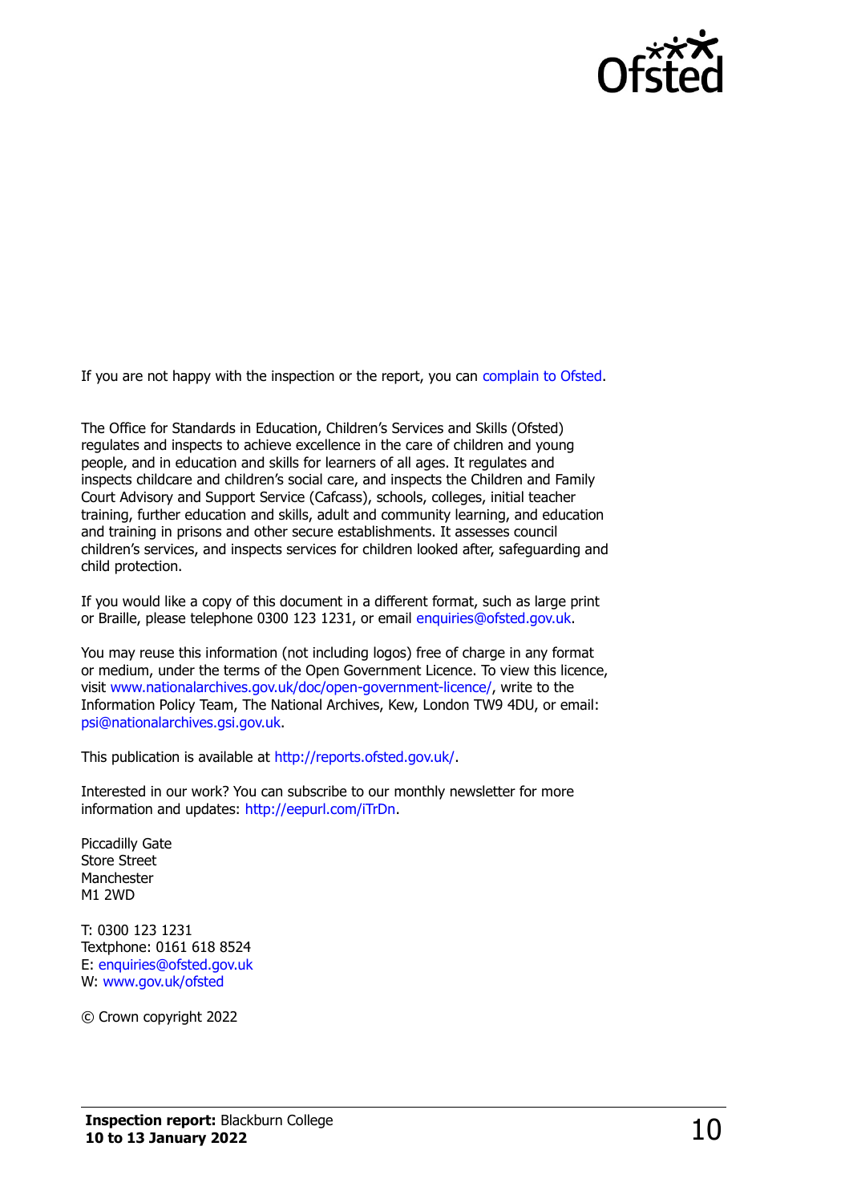If you are not happy with the inspection or the report, you can complain to Ofsted.

The Office for Standards in Education, Children's Services and Skills (Ofsted) regulates and inspects to achieve excellence in the care of children and young people, and in education and skills for learners of all ages. It regulates and inspects childcare and children's social care, and inspects the Children and Family Court Advisory and Support Service (Cafcass), schools, colleges, initial teacher training, further education and skills, adult and community learning, and education and training in prisons and other secure establishments. It assesses council children's services, and inspects services for children looked after, safeguarding and child protection.

If you would like a copy of this document in a different format, such as large print or Braille, please telephone 0300 123 1231, or email enquiries@ofsted.gov.uk.

You may reuse this information (not including logos) free of charge in any format or medium, under the terms of the Open Government Licence. To view this licence, visit www.nationalarchives.gov.uk/doc/open-government-licence/, write to the Information Policy Team, The National Archives, Kew, London TW9 4DU, or email: psi@nationalarchives.gsi.gov.uk.

This publication is available at http://reports.ofsted.gov.uk/.

Interested in our work? You can subscribe to our monthly newsletter for more information and updates: http://eepurl.com/iTrDn.

Piccadilly Gate
Store Street
Manchester
M1 2WD

T: 0300 123 1231
Textphone: 0161 618 8524
E: enquiries@ofsted.gov.uk
W: www.gov.uk/ofsted

© Crown copyright 2022